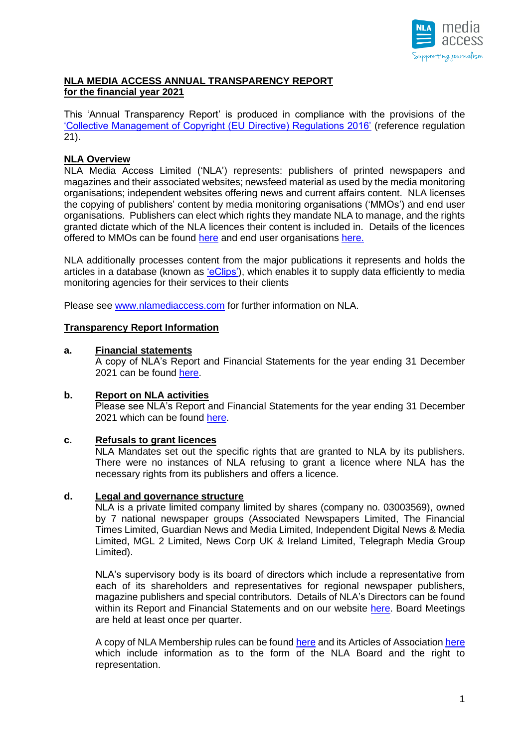# NLA MEDIA ACCESS ANNUAL TRANSPARENCY REPORT for the financial year 2021

This 'Annual Transparency Report' is produced in compliance with the provisions of the 'Collective Management of Copyright (EU Directive) Regulations 2016' (reference regulation 21).

## NLA Overview

NLA Media Access Limited ('NLA') represents: publishers of printed newspapers and magazines and their associated websites; newsfeed material as used by the media monitoring organisations; independent websites offering news and current affairs content. NLA licenses the copying of publishers' content by media monitoring organisations ('MMOs') and end user organisations. Publishers can elect which rights they mandate NLA to manage, and the rights granted dictate which of the NLA licences their content is included in. Details of the licences offered to MMOs can be found here and end user organisations here.

NLA additionally processes content from the major publications it represents and holds the articles in a database (known as 'eClips'), which enables it to supply data efficiently to media monitoring agencies for their services to their clients

Please see www.nlamediaccess.com for further information on NLA.

## Transparency Report Information

**a. Financial statements**

A copy of NLA's Report and Financial Statements for the year ending 31 December 2021 can be found here.

**b. Report on NLA activities**

Please see NLA's Report and Financial Statements for the year ending 31 December 2021 which can be found here.

**c. Refusals to grant licences**

NLA Mandates set out the specific rights that are granted to NLA by its publishers. There were no instances of NLA refusing to grant a licence where NLA has the necessary rights from its publishers and offers a licence.

**d. Legal and governance structure**

NLA is a private limited company limited by shares (company no. 03003569), owned by 7 national newspaper groups (Associated Newspapers Limited, The Financial Times Limited, Guardian News and Media Limited, Independent Digital News & Media Limited, MGL 2 Limited, News Corp UK & Ireland Limited, Telegraph Media Group Limited).

NLA's supervisory body is its board of directors which include a representative from each of its shareholders and representatives for regional newspaper publishers, magazine publishers and special contributors. Details of NLA's Directors can be found within its Report and Financial Statements and on our website here. Board Meetings are held at least once per quarter.

A copy of NLA Membership rules can be found here and its Articles of Association here which include information as to the form of the NLA Board and the right to representation.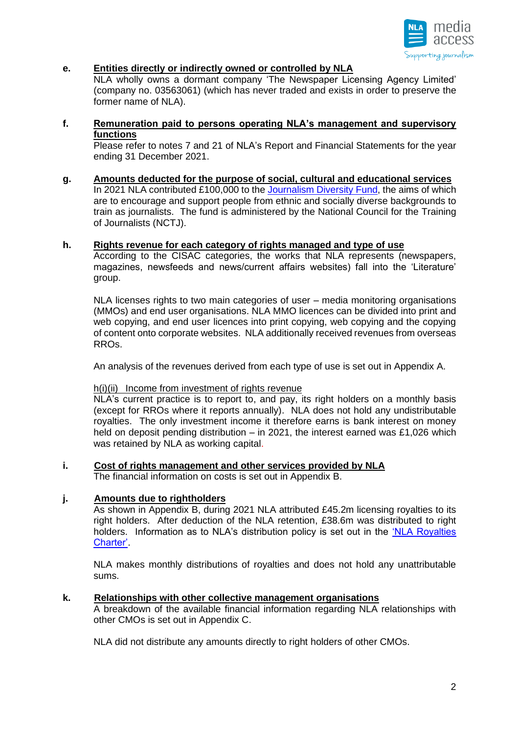**e. Entities directly or indirectly owned or controlled by NLA**

NLA wholly owns a dormant company 'The Newspaper Licensing Agency Limited' (company no. 03563061) (which has never traded and exists in order to preserve the former name of NLA).

**f. Remuneration paid to persons operating NLA's management and supervisory functions**

Please refer to notes 7 and 21 of NLA's Report and Financial Statements for the year ending 31 December 2021.

**g. Amounts deducted for the purpose of social, cultural and educational services**

In 2021 NLA contributed £100,000 to the Journalism Diversity Fund, the aims of which are to encourage and support people from ethnic and socially diverse backgrounds to train as journalists. The fund is administered by the National Council for the Training of Journalists (NCTJ).

**h. Rights revenue for each category of rights managed and type of use**

According to the CISAC categories, the works that NLA represents (newspapers, magazines, newsfeeds and news/current affairs websites) fall into the 'Literature' group.

NLA licenses rights to two main categories of user – media monitoring organisations (MMOs) and end user organisations. NLA MMO licences can be divided into print and web copying, and end user licences into print copying, web copying and the copying of content onto corporate websites. NLA additionally received revenues from overseas RROs.

An analysis of the revenues derived from each type of use is set out in Appendix A.

h(i)(ii) Income from investment of rights revenue

NLA's current practice is to report to, and pay, its right holders on a monthly basis (except for RROs where it reports annually). NLA does not hold any undistributable royalties. The only investment income it therefore earns is bank interest on money held on deposit pending distribution – in 2021, the interest earned was £1,026 which was retained by NLA as working capital.

**i. Cost of rights management and other services provided by NLA**

The financial information on costs is set out in Appendix B.

**j. Amounts due to rightholders**

As shown in Appendix B, during 2021 NLA attributed £45.2m licensing royalties to its right holders. After deduction of the NLA retention, £38.6m was distributed to right holders. Information as to NLA's distribution policy is set out in the 'NLA Royalties Charter'.

NLA makes monthly distributions of royalties and does not hold any unattributable sums.

**k. Relationships with other collective management organisations**

A breakdown of the available financial information regarding NLA relationships with other CMOs is set out in Appendix C.

NLA did not distribute any amounts directly to right holders of other CMOs.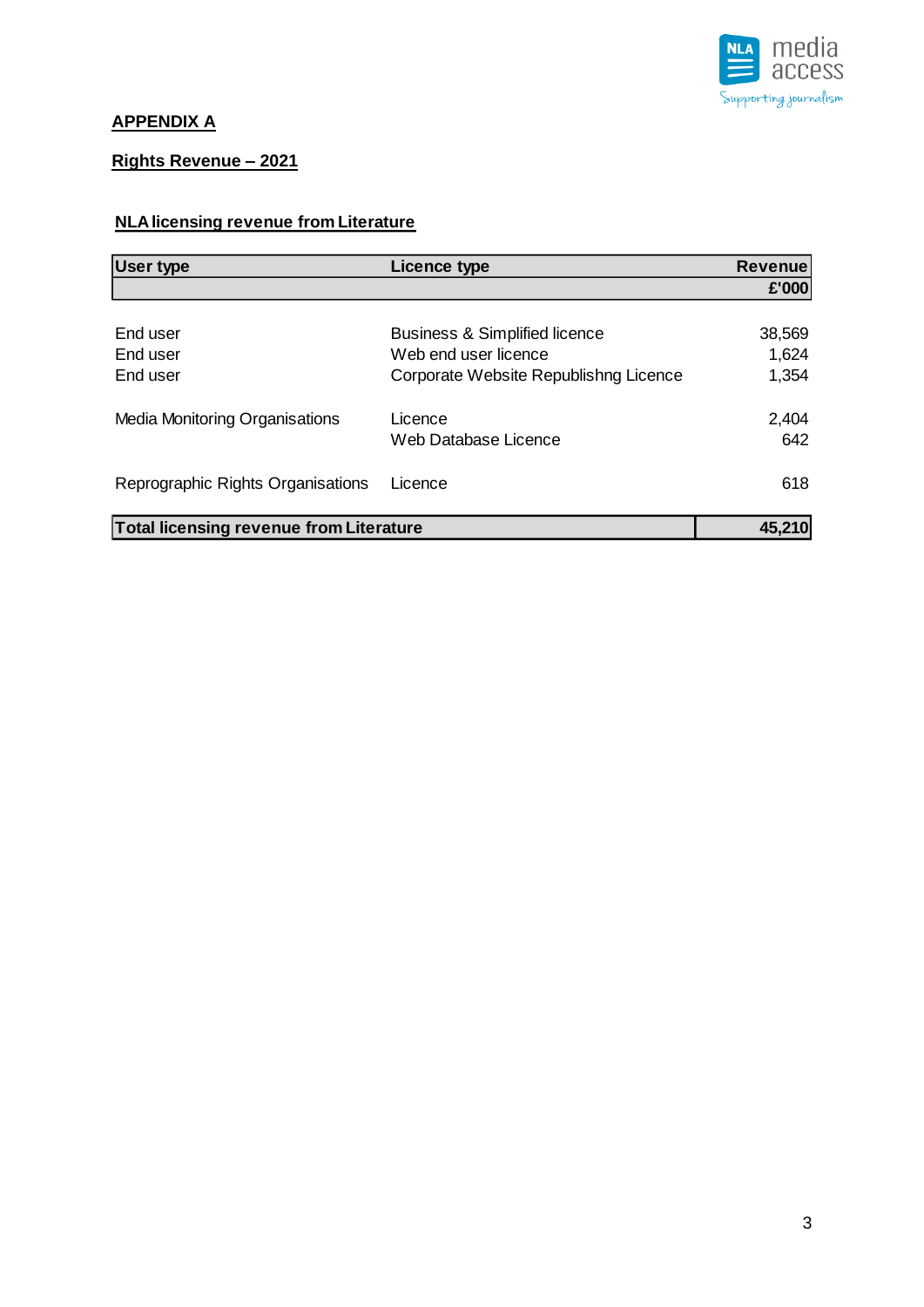**APPENDIX A**

**Rights Revenue – 2021**

**NLA licensing revenue from Literature**

| User type | Licence type | Revenue £'000 |
|---|---|---|
| End user | Business & Simplified licence | 38,569 |
| End user | Web end user licence | 1,624 |
| End user | Corporate Website Republishng Licence | 1,354 |
| Media Monitoring Organisations | Licence | 2,404 |
| | Web Database Licence | 642 |
| Reprographic Rights Organisations | Licence | 618 |
| **Total licensing revenue from Literature** | | **45,210** |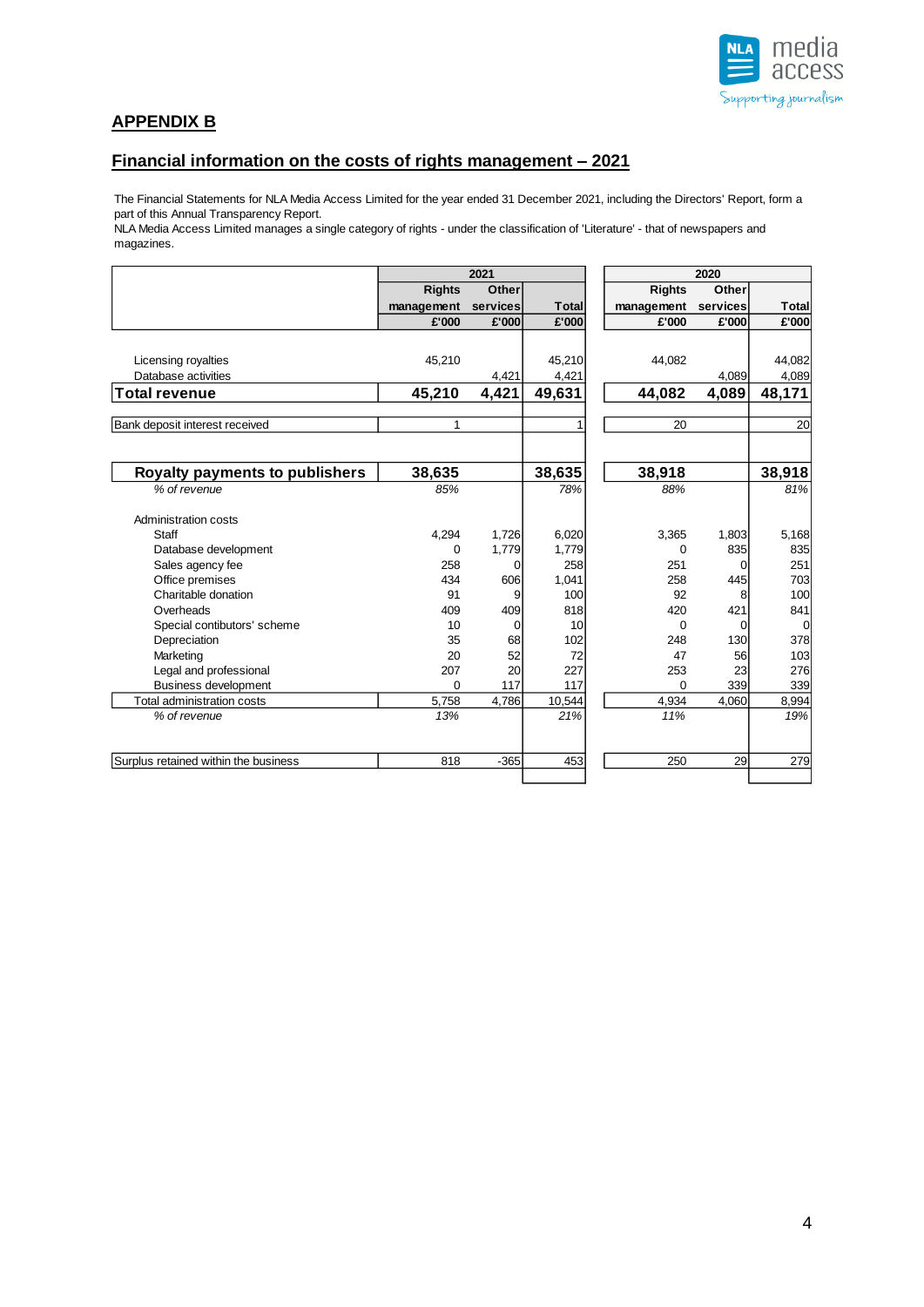## APPENDIX B

## Financial information on the costs of rights management – 2021

The Financial Statements for NLA Media Access Limited for the year ended 31 December 2021, including the Directors' Report, form a part of this Annual Transparency Report.
NLA Media Access Limited manages a single category of rights - under the classification of 'Literature' - that of newspapers and magazines.

| | 2021 | | | 2020 | | |
|---|---|---|---|---|---|---|
| | Rights management £'000 | Other services £'000 | Total £'000 | Rights management £'000 | Other services £'000 | Total £'000 |
| Licensing royalties | 45,210 | | 45,210 | 44,082 | | 44,082 |
| Database activities | | 4,421 | 4,421 | | 4,089 | 4,089 |
| **Total revenue** | **45,210** | **4,421** | **49,631** | **44,082** | **4,089** | **48,171** |
| Bank deposit interest received | 1 | | 1 | 20 | | 20 |
| **Royalty payments to publishers** | **38,635** | | **38,635** | **38,918** | | **38,918** |
| *% of revenue* | *85%* | | *78%* | *88%* | | *81%* |
| Administration costs | | | | | | |
| Staff | 4,294 | 1,726 | 6,020 | 3,365 | 1,803 | 5,168 |
| Database development | 0 | 1,779 | 1,779 | 0 | 835 | 835 |
| Sales agency fee | 258 | 0 | 258 | 251 | 0 | 251 |
| Office premises | 434 | 606 | 1,041 | 258 | 445 | 703 |
| Charitable donation | 91 | 9 | 100 | 92 | 8 | 100 |
| Overheads | 409 | 409 | 818 | 420 | 421 | 841 |
| Special contibutors' scheme | 10 | 0 | 10 | 0 | 0 | 0 |
| Depreciation | 35 | 68 | 102 | 248 | 130 | 378 |
| Marketing | 20 | 52 | 72 | 47 | 56 | 103 |
| Legal and professional | 207 | 20 | 227 | 253 | 23 | 276 |
| Business development | 0 | 117 | 117 | 0 | 339 | 339 |
| Total administration costs | 5,758 | 4,786 | 10,544 | 4,934 | 4,060 | 8,994 |
| *% of revenue* | *13%* | | *21%* | *11%* | | *19%* |
| Surplus retained within the business | 818 | -365 | 453 | 250 | 29 | 279 |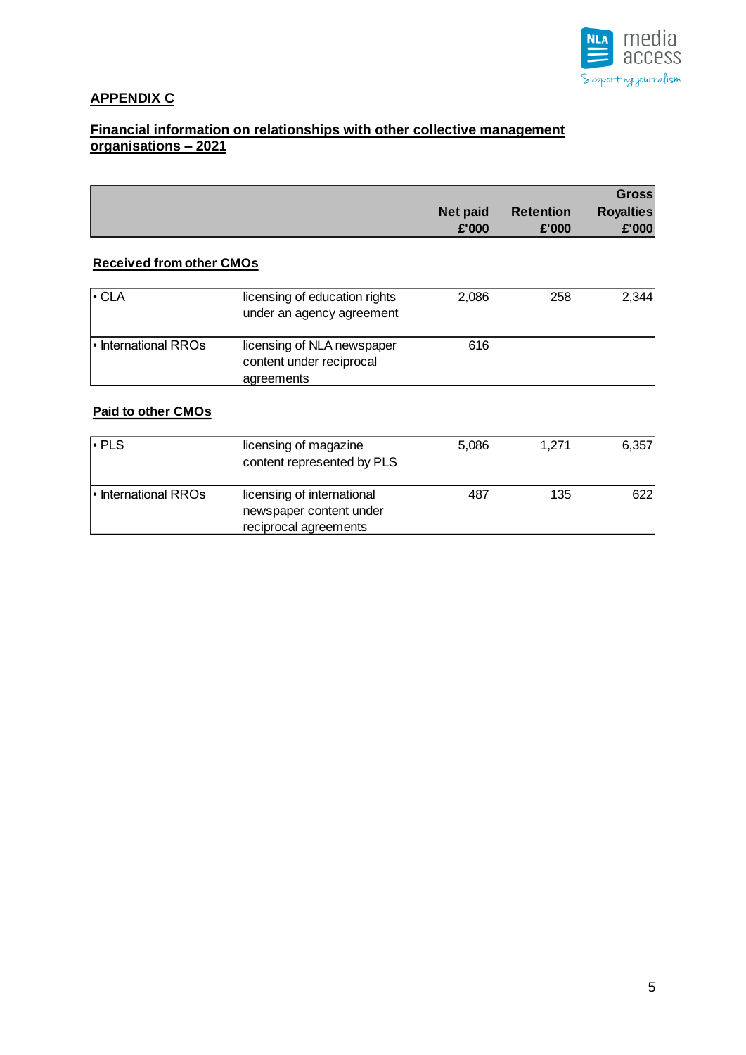## APPENDIX C

## Financial information on relationships with other collective management organisations – 2021

| | | Net paid £'000 | Retention £'000 | Gross Royalties £'000 |
|---|---|---|---|---|
| **Received from other CMOs** | | | | |
| • CLA | licensing of education rights under an agency agreement | 2,086 | 258 | 2,344 |
| • International RROs | licensing of NLA newspaper content under reciprocal agreements | 616 | | |
| **Paid to other CMOs** | | | | |
| • PLS | licensing of magazine content represented by PLS | 5,086 | 1,271 | 6,357 |
| • International RROs | licensing of international newspaper content under reciprocal agreements | 487 | 135 | 622 |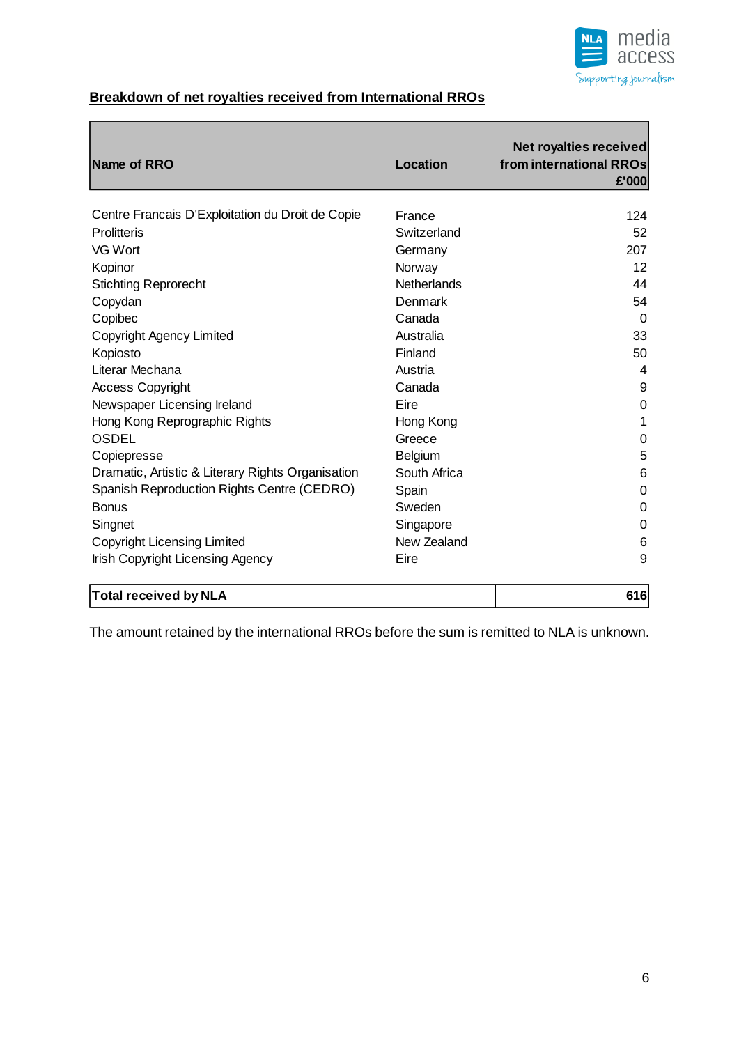## Breakdown of net royalties received from International RROs

| Name of RRO | Location | Net royalties received from international RROs £'000 |
|---|---|---|
| Centre Francais D'Exploitation du Droit de Copie | France | 124 |
| Prolitteris | Switzerland | 52 |
| VG Wort | Germany | 207 |
| Kopinor | Norway | 12 |
| Stichting Reprorecht | Netherlands | 44 |
| Copydan | Denmark | 54 |
| Copibec | Canada | 0 |
| Copyright Agency Limited | Australia | 33 |
| Kopiosto | Finland | 50 |
| Literar Mechana | Austria | 4 |
| Access Copyright | Canada | 9 |
| Newspaper Licensing Ireland | Eire | 0 |
| Hong Kong Reprographic Rights | Hong Kong | 1 |
| OSDEL | Greece | 0 |
| Copiepresse | Belgium | 5 |
| Dramatic, Artistic & Literary Rights Organisation | South Africa | 6 |
| Spanish Reproduction Rights Centre (CEDRO) | Spain | 0 |
| Bonus | Sweden | 0 |
| Singnet | Singapore | 0 |
| Copyright Licensing Limited | New Zealand | 6 |
| Irish Copyright Licensing Agency | Eire | 9 |
| **Total received by NLA** | | **616** |

The amount retained by the international RROs before the sum is remitted to NLA is unknown.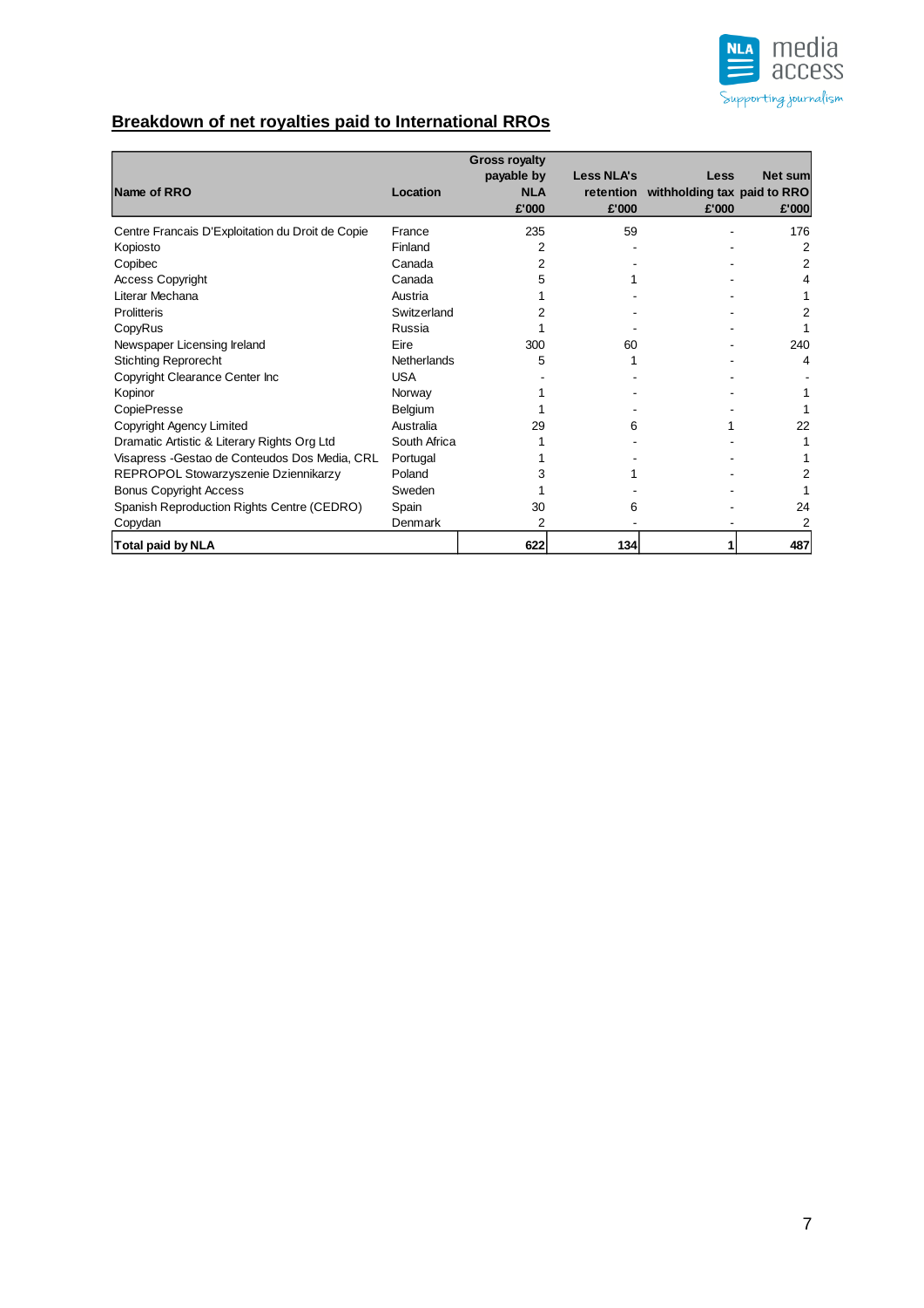## Breakdown of net royalties paid to International RROs

| Name of RRO | Location | Gross royalty payable by NLA £'000 | Less NLA's retention £'000 | Less withholding tax £'000 | Net sum paid to RRO £'000 |
|---|---|---|---|---|---|
| Centre Francais D'Exploitation du Droit de Copie | France | 235 | 59 | - | 176 |
| Kopiosto | Finland | 2 | - | - | 2 |
| Copibec | Canada | 2 | - | - | 2 |
| Access Copyright | Canada | 5 | 1 | - | 4 |
| Literar Mechana | Austria | 1 | - | - | 1 |
| Prolitteris | Switzerland | 2 | - | - | 2 |
| CopyRus | Russia | 1 | - | - | 1 |
| Newspaper Licensing Ireland | Eire | 300 | 60 | - | 240 |
| Stichting Reprorecht | Netherlands | 5 | 1 | - | 4 |
| Copyright Clearance Center Inc | USA | - | - | - | - |
| Kopinor | Norway | 1 | - | - | 1 |
| CopiePresse | Belgium | 1 | - | - | 1 |
| Copyright Agency Limited | Australia | 29 | 6 | 1 | 22 |
| Dramatic Artistic & Literary Rights Org Ltd | South Africa | 1 | - | - | 1 |
| Visapress -Gestao de Conteudos Dos Media, CRL | Portugal | 1 | - | - | 1 |
| REPROPOL Stowarzyszenie Dziennikarzy | Poland | 3 | 1 | - | 2 |
| Bonus Copyright Access | Sweden | 1 | - | - | 1 |
| Spanish Reproduction Rights Centre (CEDRO) | Spain | 30 | 6 | - | 24 |
| Copydan | Denmark | 2 | - | - | 2 |
| **Total paid by NLA** | | **622** | **134** | **1** | **487** |